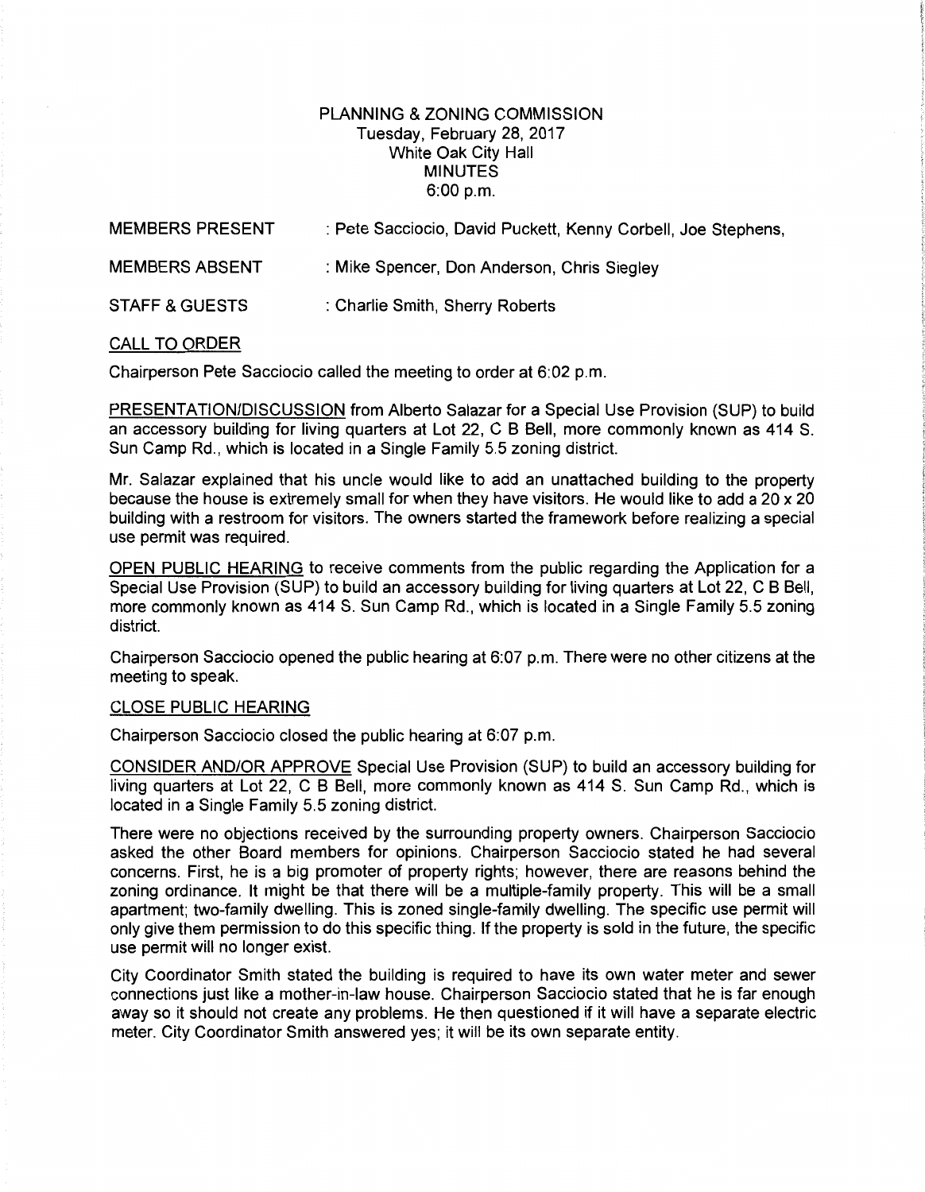# PLANNING & ZONING COMMISSION
Tuesday, February 28, 2017
White Oak City Hall
MINUTES
6:00 p.m.

MEMBERS PRESENT : Pete Sacciocio, David Puckett, Kenny Corbell, Joe Stephens,

MEMBERS ABSENT : Mike Spencer, Don Anderson, Chris Siegley

STAFF & GUESTS : Charlie Smith, Sherry Roberts

CALL TO ORDER

Chairperson Pete Sacciocio called the meeting to order at 6:02 p.m.

PRESENTATION/DISCUSSION from Alberto Salazar for a Special Use Provision (SUP) to build an accessory building for living quarters at Lot 22, C B Bell, more commonly known as 414 S. Sun Camp Rd., which is located in a Single Family 5.5 zoning district.

Mr. Salazar explained that his uncle would like to add an unattached building to the property because the house is extremely small for when they have visitors. He would like to add a 20 x 20 building with a restroom for visitors. The owners started the framework before realizing a special use permit was required.

OPEN PUBLIC HEARING to receive comments from the public regarding the Application for a Special Use Provision (SUP) to build an accessory building for living quarters at Lot 22, C B Bell, more commonly known as 414 S. Sun Camp Rd., which is located in a Single Family 5.5 zoning district.

Chairperson Sacciocio opened the public hearing at 6:07 p.m. There were no other citizens at the meeting to speak.

CLOSE PUBLIC HEARING

Chairperson Sacciocio closed the public hearing at 6:07 p.m.

CONSIDER AND/OR APPROVE Special Use Provision (SUP) to build an accessory building for living quarters at Lot 22, C B Bell, more commonly known as 414 S. Sun Camp Rd., which is located in a Single Family 5.5 zoning district.

There were no objections received by the surrounding property owners. Chairperson Sacciocio asked the other Board members for opinions. Chairperson Sacciocio stated he had several concerns. First, he is a big promoter of property rights; however, there are reasons behind the zoning ordinance. It might be that there will be a multiple-family property. This will be a small apartment; two-family dwelling. This is zoned single-family dwelling. The specific use permit will only give them permission to do this specific thing. If the property is sold in the future, the specific use permit will no longer exist.

City Coordinator Smith stated the building is required to have its own water meter and sewer connections just like a mother-in-law house. Chairperson Sacciocio stated that he is far enough away so it should not create any problems. He then questioned if it will have a separate electric meter. City Coordinator Smith answered yes; it will be its own separate entity.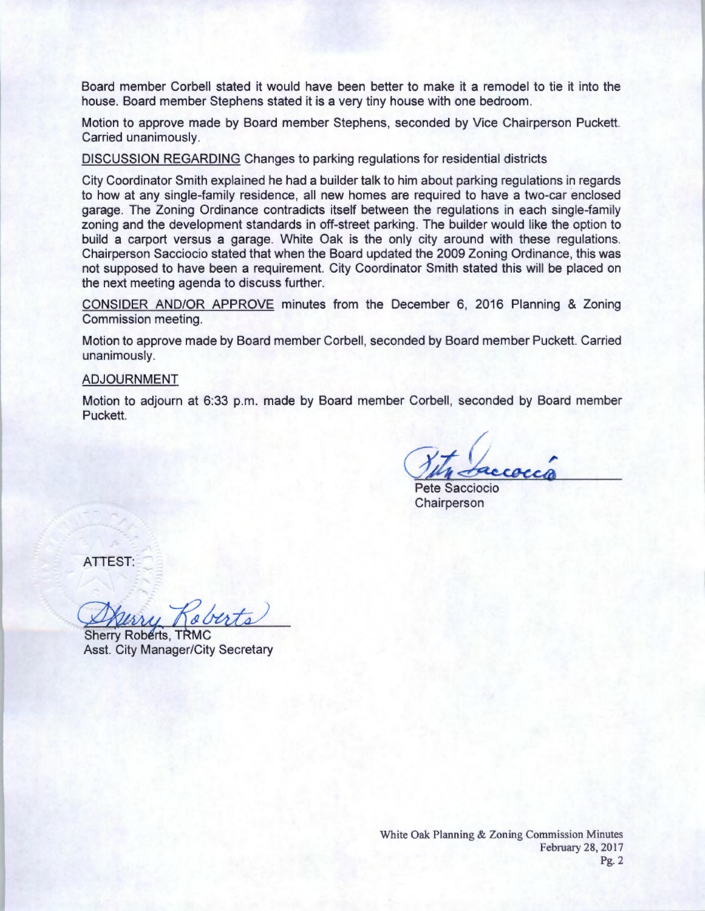Board member Corbell stated it would have been better to make it a remodel to tie it into the house. Board member Stephens stated it is a very tiny house with one bedroom.

Motion to approve made by Board member Stephens, seconded by Vice Chairperson Puckett. Carried unanimously.

DISCUSSION REGARDING Changes to parking regulations for residential districts

City Coordinator Smith explained he had a builder talk to him about parking regulations in regards to how at any single-family residence, all new homes are required to have a two-car enclosed garage. The Zoning Ordinance contradicts itself between the regulations in each single-family zoning and the development standards in off-street parking. The builder would like the option to build a carport versus a garage. White Oak is the only city around with these regulations. Chairperson Sacciocio stated that when the Board updated the 2009 Zoning Ordinance, this was not supposed to have been a requirement. City Coordinator Smith stated this will be placed on the next meeting agenda to discuss further.

CONSIDER AND/OR APPROVE minutes from the December 6, 2016 Planning & Zoning Commission meeting.

Motion to approve made by Board member Corbell, seconded by Board member Puckett. Carried unanimously.

ADJOURNMENT

Motion to adjourn at 6:33 p.m. made by Board member Corbell, seconded by Board member Puckett.

Pete Sacciocio
Chairperson

ATTEST:

Sherry Roberts, TRMC
Asst. City Manager/City Secretary